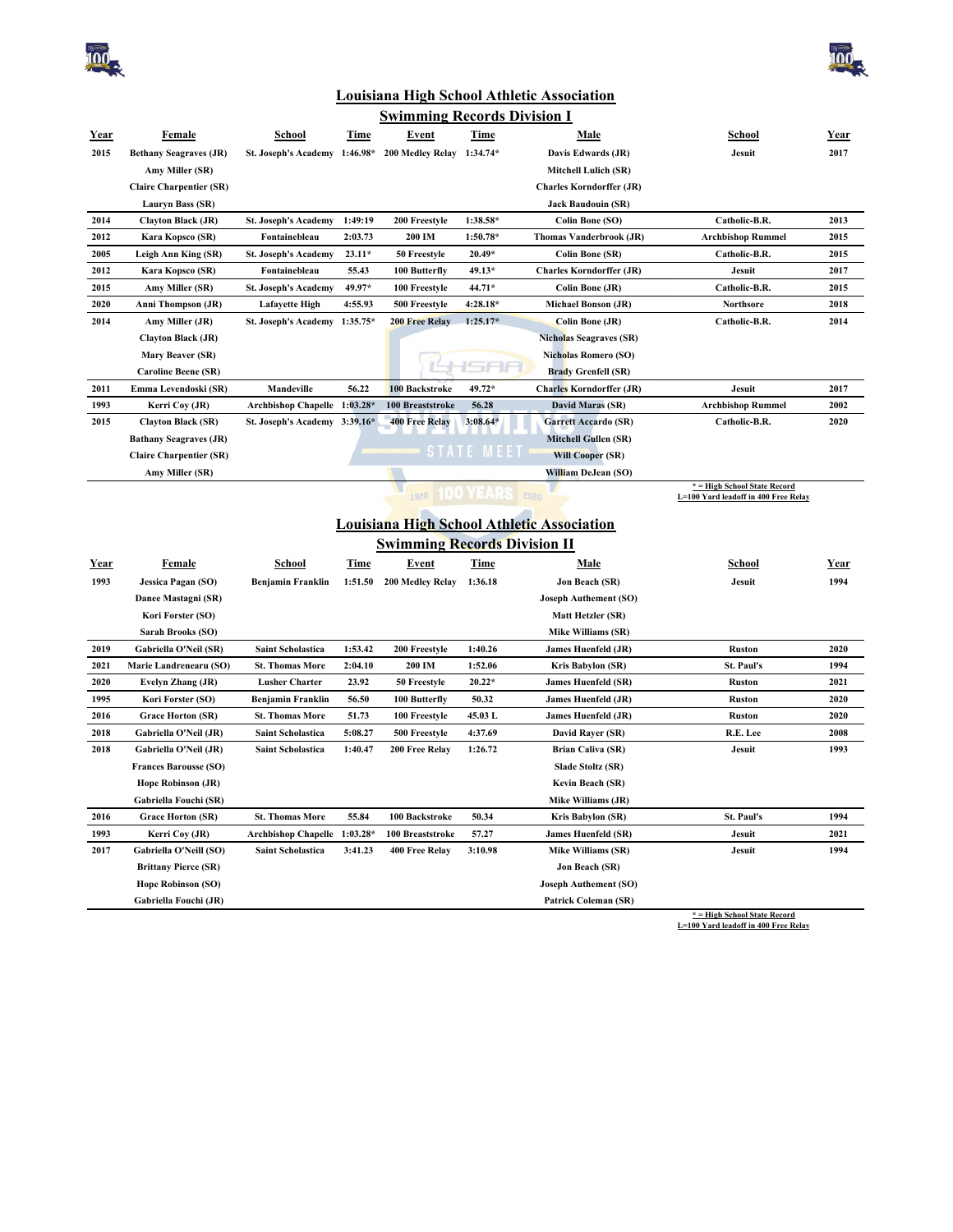## Louisiana High School Athletic Association

### Swimming Records Division I

| Year | Female | School | Time | Event | Time | Male | School | Year |
|---|---|---|---|---|---|---|---|---|
| 2015 | Bethany Seagraves (JR) | St. Joseph's Academy | 1:46.98* | 200 Medley Relay | 1:34.74* | Davis Edwards (JR) | Jesuit | 2017 |
| | Amy Miller (SR) | | | | | Mitchell Lulich (SR) | | |
| | Claire Charpentier (SR) | | | | | Charles Korndorffer (JR) | | |
| | Lauryn Bass (SR) | | | | | Jack Baudouin (SR) | | |
| 2014 | Clayton Black (JR) | St. Joseph's Academy | 1:49:19 | 200 Freestyle | 1:38.58* | Colin Bone (SO) | Catholic-B.R. | 2013 |
| 2012 | Kara Kopsco (SR) | Fontainebleau | 2:03.73 | 200 IM | 1:50.78* | Thomas Vanderbrook (JR) | Archbishop Rummel | 2015 |
| 2005 | Leigh Ann King (SR) | St. Joseph's Academy | 23.11* | 50 Freestyle | 20.49* | Colin Bone (SR) | Catholic-B.R. | 2015 |
| 2012 | Kara Kopsco (SR) | Fontainebleau | 55.43 | 100 Butterfly | 49.13* | Charles Korndorffer (JR) | Jesuit | 2017 |
| 2015 | Amy Miller (SR) | St. Joseph's Academy | 49.97* | 100 Freestyle | 44.71* | Colin Bone (JR) | Catholic-B.R. | 2015 |
| 2020 | Anni Thompson (JR) | Lafayette High | 4:55.93 | 500 Freestyle | 4:28.18* | Michael Bonson (JR) | Northsore | 2018 |
| 2014 | Amy Miller (JR) | St. Joseph's Academy | 1:35.75* | 200 Free Relay | 1:25.17* | Colin Bone (JR) | Catholic-B.R. | 2014 |
| | Clayton Black (JR) | | | | | Nicholas Seagraves (SR) | | |
| | Mary Beaver (SR) | | | | | Nicholas Romero (SO) | | |
| | Caroline Beene (SR) | | | | | Brady Grenfell (SR) | | |
| 2011 | Emma Levendoski (SR) | Mandeville | 56.22 | 100 Backstroke | 49.72* | Charles Korndorffer (JR) | Jesuit | 2017 |
| 1993 | Kerri Coy (JR) | Archbishop Chapelle | 1:03.28* | 100 Breaststroke | 56.28 | David Maras (SR) | Archbishop Rummel | 2002 |
| 2015 | Clayton Black (SR) | St. Joseph's Academy | 3:39.16* | 400 Free Relay | 3:08.64* | Garrett Accardo (SR) | Catholic-B.R. | 2020 |
| | Bathany Seagraves (JR) | | | | | Mitchell Gullen (SR) | | |
| | Claire Charpentier (SR) | | | | | Will Cooper (SR) | | |
| | Amy Miller (SR) | | | | | William DeJean (SO) | | |

\* = High School State Record
L=100 Yard leadoff in 400 Free Relay

## Louisiana High School Athletic Association

### Swimming Records Division II

| Year | Female | School | Time | Event | Time | Male | School | Year |
|---|---|---|---|---|---|---|---|---|
| 1993 | Jessica Pagan (SO) | Benjamin Franklin | 1:51.50 | 200 Medley Relay | 1:36.18 | Jon Beach (SR) | Jesuit | 1994 |
| | Danee Mastagni (SR) | | | | | Joseph Authement (SO) | | |
| | Kori Forster (SO) | | | | | Matt Hetzler (SR) | | |
| | Sarah Brooks (SO) | | | | | Mike Williams (SR) | | |
| 2019 | Gabriella O'Neil (SR) | Saint Scholastica | 1:53.42 | 200 Freestyle | 1:40.26 | James Huenfeld (JR) | Ruston | 2020 |
| 2021 | Marie Landrenearu (SO) | St. Thomas More | 2:04.10 | 200 IM | 1:52.06 | Kris Babylon (SR) | St. Paul's | 1994 |
| 2020 | Evelyn Zhang (JR) | Lusher Charter | 23.92 | 50 Freestyle | 20.22* | James Huenfeld (SR) | Ruston | 2021 |
| 1995 | Kori Forster (SO) | Benjamin Franklin | 56.50 | 100 Butterfly | 50.32 | James Huenfeld (JR) | Ruston | 2020 |
| 2016 | Grace Horton (SR) | St. Thomas More | 51.73 | 100 Freestyle | 45.03 L | James Huenfeld (JR) | Ruston | 2020 |
| 2018 | Gabriella O'Neil (JR) | Saint Scholastica | 5:08.27 | 500 Freestyle | 4:37.69 | David Rayer (SR) | R.E. Lee | 2008 |
| 2018 | Gabriella O'Neil (JR) | Saint Scholastica | 1:40.47 | 200 Free Relay | 1:26.72 | Brian Caliva (SR) | Jesuit | 1993 |
| | Frances Barousse (SO) | | | | | Slade Stoltz (SR) | | |
| | Hope Robinson (JR) | | | | | Kevin Beach (SR) | | |
| | Gabriella Fouchi (SR) | | | | | Mike Williams (JR) | | |
| 2016 | Grace Horton (SR) | St. Thomas More | 55.84 | 100 Backstroke | 50.34 | Kris Babylon (SR) | St. Paul's | 1994 |
| 1993 | Kerri Coy (JR) | Archbishop Chapelle | 1:03.28* | 100 Breaststroke | 57.27 | James Huenfeld (SR) | Jesuit | 2021 |
| 2017 | Gabriella O'Neill (SO) | Saint Scholastica | 3:41.23 | 400 Free Relay | 3:10.98 | Mike Williams (SR) | Jesuit | 1994 |
| | Brittany Pierce (SR) | | | | | Jon Beach (SR) | | |
| | Hope Robinson (SO) | | | | | Joseph Authement (SO) | | |
| | Gabriella Fouchi (JR) | | | | | Patrick Coleman (SR) | | |

\* = High School State Record
L=100 Yard leadoff in 400 Free Relay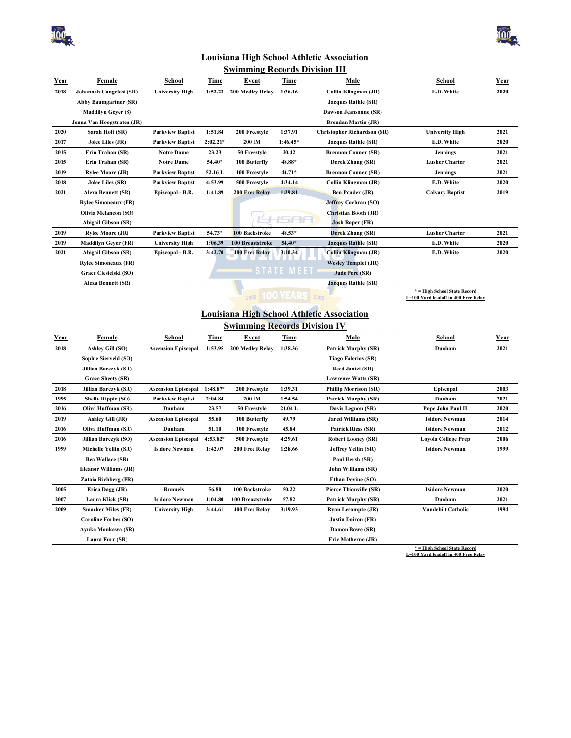## Louisiana High School Athletic Association

### Swimming Records Division III

| Year | Female | School | Time | Event | Time | Male | School | Year |
|---|---|---|---|---|---|---|---|---|
| 2018 | Johannah Cangelosi (SR) | University High | 1:52.23 | 200 Medley Relay | 1:36.16 | Collin Klingman (JR) | E.D. White | 2020 |
| | Abby Baumgartner (SR) | | | | | Jacques Rathle (SR) | | |
| | Maddilyn Geyer (8) | | | | | Dawson Jeansonne (SR) | | |
| | Jenna Van Hoogstraten (JR) | | | | | Brendan Martin (JR) | | |
| 2020 | Sarah Holt (SR) | Parkview Baptist | 1:51.84 | 200 Freestyle | 1:37.91 | Christopher Richardson (SR) | University High | 2021 |
| 2017 | Jolee Liles (JR) | Parkview Baptist | 2:02.21* | 200 IM | 1:46.45* | Jacques Rathle (SR) | E.D. White | 2020 |
| 2015 | Erin Trahan (SR) | Notre Dame | 23.23 | 50 Freestyle | 20.42 | Brennon Conner (SR) | Jennings | 2021 |
| 2015 | Erin Trahan (SR) | Notre Dame | 54.40* | 100 Butterfly | 48.88* | Derek Zhang (SR) | Lusher Charter | 2021 |
| 2019 | Rylee Moore (JR) | Parkview Baptist | 52.16 L | 100 Freestyle | 44.71* | Brennon Conner (SR) | Jennings | 2021 |
| 2018 | Jolee Liles (SR) | Parkview Baptist | 4:53.99 | 500 Freestyle | 4:34.14 | Collin Klingman (JR) | E.D. White | 2020 |
| 2021 | Alexa Bennett (SR) | Episcopal - B.R. | 1:41.89 | 200 Free Relay | 1:29.81 | Ben Ponder (JR) | Calvary Baptist | 2019 |
| | Rylee Simoneaux (FR) | | | | | Jeffrey Cochran (SO) | | |
| | Olivia Melancon (SO) | | | | | Christian Booth (JR) | | |
| | Abigail Gibson (SR) | | | | | Josh Roper (FR) | | |
| 2019 | Rylee Moore (JR) | Parkview Baptist | 54.73* | 100 Backstroke | 48.53* | Derek Zhang (SR) | Lusher Charter | 2021 |
| 2019 | Maddilyn Geyer (FR) | University High | 1:06.39 | 100 Breaststroke | 54.40* | Jacques Rathle (SR) | E.D. White | 2020 |
| 2021 | Abigail Gibson (SR) | Episcopal - B.R. | 3:42.70 | 400 Free Relay | 3:10.34 | Collin Klingman (JR) | E.D. White | 2020 |
| | Rylee Simoneaux (FR) | | | | | Wesley Templet (JR) | | |
| | Grace Ciesielski (SO) | | | | | Jude Pere (SR) | | |
| | Alexa Bennett (SR) | | | | | Jacques Rathle (SR) | | |

* = High School State Record
L=100 Yard leadoff in 400 Free Relay

## Louisiana High School Athletic Association

### Swimming Records Division IV

| Year | Female | School | Time | Event | Time | Male | School | Year |
|---|---|---|---|---|---|---|---|---|
| 2018 | Ashley Gill (SO) | Ascension Episcopal | 1:53.95 | 200 Medley Relay | 1:38.36 | Patrick Murphy (SR) | Dunham | 2021 |
| | Sophie Sierveld (SO) | | | | | Tiago Falerios (SR) | | |
| | Jillian Barczyk (SR) | | | | | Reed Jantzi (SR) | | |
| | Grace Sheets (SR) | | | | | Lawrence Watts (SR) | | |
| 2018 | Jillian Barczyk (SR) | Ascension Episcopal | 1:48.87* | 200 Freestyle | 1:39.31 | Phillip Morrison (SR) | Episcopal | 2003 |
| 1995 | Shelly Ripple (SO) | Parkview Baptist | 2:04.84 | 200 IM | 1:54.54 | Patrick Murphy (SR) | Dunham | 2021 |
| 2016 | Oliva Huffman (SR) | Dunham | 23.57 | 50 Freestyle | 21.04 L | Davis Legnon (SR) | Pope John Paul II | 2020 |
| 2019 | Ashley Gill (JR) | Ascension Episcopal | 55.60 | 100 Butterfly | 49.79 | Jared Williams (SR) | Isidore Newman | 2014 |
| 2016 | Oliva Huffman (SR) | Dunham | 51.10 | 100 Freestyle | 45.84 | Patrick Riess (SR) | Isidore Newman | 2012 |
| 2016 | Jillian Barczyk (SO) | Ascension Episcopal | 4:53.82* | 500 Freestyle | 4:29.61 | Robert Looney (SR) | Loyola College Prep | 2006 |
| 1999 | Michelle Yellin (SR) | Isidore Newman | 1:42.07 | 200 Free Relay | 1:28.66 | Jeffrey Yellin (SR) | Isidore Newman | 1999 |
| | Bea Wallace (SR) | | | | | Paul Hersh (SR) | | |
| | Eleanor Williams (JR) | | | | | John Williams (SR) | | |
| | Zataia Richberg (FR) | | | | | Ethan Devine (SO) | | |
| 2005 | Erica Dagg (JR) | Runnels | 56.80 | 100 Backstroke | 50.22 | Pierce Thionville (SR) | Isidore Newman | 2020 |
| 2007 | Laura Klick (SR) | Isidore Newman | 1:04.80 | 100 Breaststroke | 57.82 | Patrick Murphy (SR) | Dunham | 2021 |
| 2009 | Smacker Miles (FR) | University High | 3:44.61 | 400 Free Relay | 3:19.93 | Ryan Lecompte (JR) | Vandebilt Catholic | 1994 |
| | Caroline Forbes (SO) | | | | | Justin Doiron (FR) | | |
| | Ayuko Monkawa (SR) | | | | | Damon Bowe (SR) | | |
| | Laura Furr (SR) | | | | | Eric Matherne (JR) | | |

* = High School State Record
L=100 Yard leadoff in 400 Free Relay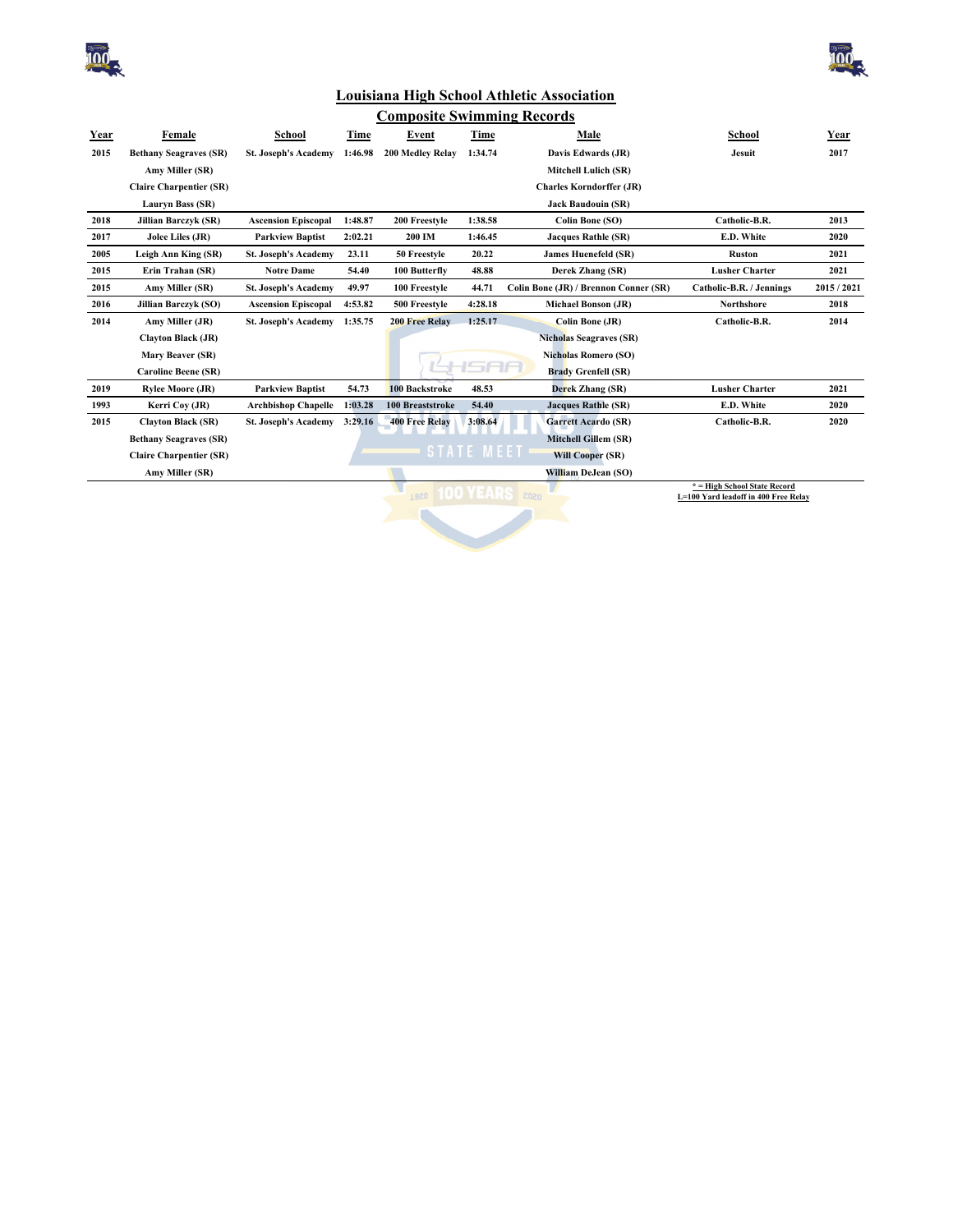# Louisiana High School Athletic Association

## Composite Swimming Records

| Year | Female | School | Time | Event | Time | Male | School | Year |
|---|---|---|---|---|---|---|---|---|
| 2015 | Bethany Seagraves (SR) | St. Joseph's Academy | 1:46.98 | 200 Medley Relay | 1:34.74 | Davis Edwards (JR) | Jesuit | 2017 |
| | Amy Miller (SR) | | | | | Mitchell Lulich (SR) | | |
| | Claire Charpentier (SR) | | | | | Charles Korndorffer (JR) | | |
| | Lauryn Bass (SR) | | | | | Jack Baudouin (SR) | | |
| 2018 | Jillian Barczyk (SR) | Ascension Episcopal | 1:48.87 | 200 Freestyle | 1:38.58 | Colin Bone (SO) | Catholic-B.R. | 2013 |
| 2017 | Jolee Liles (JR) | Parkview Baptist | 2:02.21 | 200 IM | 1:46.45 | Jacques Rathle (SR) | E.D. White | 2020 |
| 2005 | Leigh Ann King (SR) | St. Joseph's Academy | 23.11 | 50 Freestyle | 20.22 | James Huenefeld (SR) | Ruston | 2021 |
| 2015 | Erin Trahan (SR) | Notre Dame | 54.40 | 100 Butterfly | 48.88 | Derek Zhang (SR) | Lusher Charter | 2021 |
| 2015 | Amy Miller (SR) | St. Joseph's Academy | 49.97 | 100 Freestyle | 44.71 | Colin Bone (JR) / Brennon Conner (SR) | Catholic-B.R. / Jennings | 2015 / 2021 |
| 2016 | Jillian Barczyk (SO) | Ascension Episcopal | 4:53.82 | 500 Freestyle | 4:28.18 | Michael Bonson (JR) | Northshore | 2018 |
| 2014 | Amy Miller (JR) | St. Joseph's Academy | 1:35.75 | 200 Free Relay | 1:25.17 | Colin Bone (JR) | Catholic-B.R. | 2014 |
| | Clayton Black (JR) | | | | | Nicholas Seagraves (SR) | | |
| | Mary Beaver (SR) | | | | | Nicholas Romero (SO) | | |
| | Caroline Beene (SR) | | | | | Brady Grenfell (SR) | | |
| 2019 | Rylee Moore (JR) | Parkview Baptist | 54.73 | 100 Backstroke | 48.53 | Derek Zhang (SR) | Lusher Charter | 2021 |
| 1993 | Kerri Coy (JR) | Archbishop Chapelle | 1:03.28 | 100 Breaststroke | 54.40 | Jacques Rathle (SR) | E.D. White | 2020 |
| 2015 | Clayton Black (SR) | St. Joseph's Academy | 3:29.16 | 400 Free Relay | 3:08.64 | Garrett Acardo (SR) | Catholic-B.R. | 2020 |
| | Bethany Seagraves (SR) | | | | | Mitchell Gillem (SR) | | |
| | Claire Charpentier (SR) | | | | | Will Cooper (SR) | | |
| | Amy Miller (SR) | | | | | William DeJean (SO) | | |

* = High School State Record
L=100 Yard leadoff in 400 Free Relay